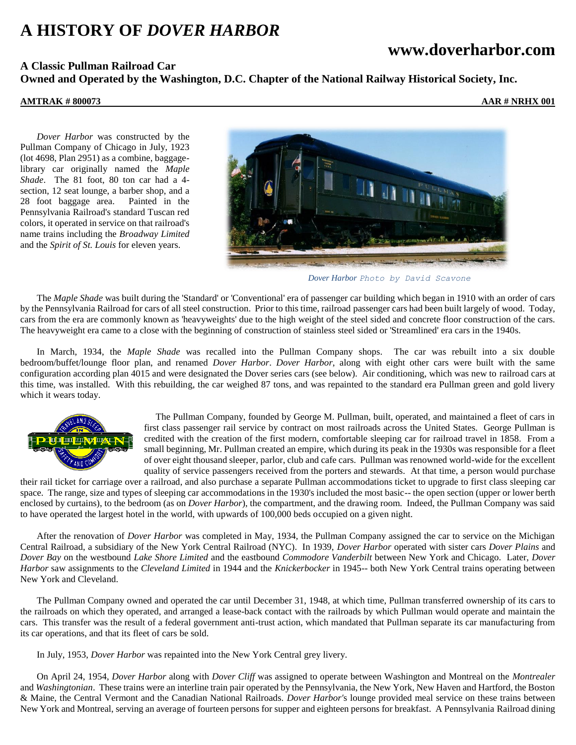# A HISTORY OF *DOVER HARBOR*

## www.doverharbor.com

### A Classic Pullman Railroad Car
### Owned and Operated by the Washington, D.C. Chapter of the National Railway Historical Society, Inc.

**AMTRAK # 800073** **AAR # NRHX 001**

*Dover Harbor* was constructed by the Pullman Company of Chicago in July, 1923 (lot 4698, Plan 2951) as a combine, baggage-library car originally named the *Maple Shade*. The 81 foot, 80 ton car had a 4-section, 12 seat lounge, a barber shop, and a 28 foot baggage area. Painted in the Pennsylvania Railroad's standard Tuscan red colors, it operated in service on that railroad's name trains including the *Broadway Limited* and the *Spirit of St. Louis* for eleven years.

*Dover Harbor* Photo by David Scavone

The *Maple Shade* was built during the 'Standard' or 'Conventional' era of passenger car building which began in 1910 with an order of cars by the Pennsylvania Railroad for cars of all steel construction. Prior to this time, railroad passenger cars had been built largely of wood. Today, cars from the era are commonly known as 'heavyweights' due to the high weight of the steel sided and concrete floor construction of the cars. The heavyweight era came to a close with the beginning of construction of stainless steel sided or 'Streamlined' era cars in the 1940s.

In March, 1934, the *Maple Shade* was recalled into the Pullman Company shops. The car was rebuilt into a six double bedroom/buffet/lounge floor plan, and renamed *Dover Harbor*. *Dover Harbor*, along with eight other cars were built with the same configuration according plan 4015 and were designated the Dover series cars (see below). Air conditioning, which was new to railroad cars at this time, was installed. With this rebuilding, the car weighed 87 tons, and was repainted to the standard era Pullman green and gold livery which it wears today.

The Pullman Company, founded by George M. Pullman, built, operated, and maintained a fleet of cars in first class passenger rail service by contract on most railroads across the United States. George Pullman is credited with the creation of the first modern, comfortable sleeping car for railroad travel in 1858. From a small beginning, Mr. Pullman created an empire, which during its peak in the 1930s was responsible for a fleet of over eight thousand sleeper, parlor, club and cafe cars. Pullman was renowned world-wide for the excellent quality of service passengers received from the porters and stewards. At that time, a person would purchase their rail ticket for carriage over a railroad, and also purchase a separate Pullman accommodations ticket to upgrade to first class sleeping car space. The range, size and types of sleeping car accommodations in the 1930's included the most basic-- the open section (upper or lower berth enclosed by curtains), to the bedroom (as on *Dover Harbor*), the compartment, and the drawing room. Indeed, the Pullman Company was said to have operated the largest hotel in the world, with upwards of 100,000 beds occupied on a given night.

After the renovation of *Dover Harbor* was completed in May, 1934, the Pullman Company assigned the car to service on the Michigan Central Railroad, a subsidiary of the New York Central Railroad (NYC). In 1939, *Dover Harbor* operated with sister cars *Dover Plains* and *Dover Bay* on the westbound *Lake Shore Limited* and the eastbound *Commodore Vanderbilt* between New York and Chicago. Later, *Dover Harbor* saw assignments to the *Cleveland Limited* in 1944 and the *Knickerbocker* in 1945-- both New York Central trains operating between New York and Cleveland.

The Pullman Company owned and operated the car until December 31, 1948, at which time, Pullman transferred ownership of its cars to the railroads on which they operated, and arranged a lease-back contact with the railroads by which Pullman would operate and maintain the cars. This transfer was the result of a federal government anti-trust action, which mandated that Pullman separate its car manufacturing from its car operations, and that its fleet of cars be sold.

In July, 1953, *Dover Harbor* was repainted into the New York Central grey livery.

On April 24, 1954, *Dover Harbor* along with *Dover Cliff* was assigned to operate between Washington and Montreal on the *Montrealer* and *Washingtonian*. These trains were an interline train pair operated by the Pennsylvania, the New York, New Haven and Hartford, the Boston & Maine, the Central Vermont and the Canadian National Railroads. *Dover Harbor*'s lounge provided meal service on these trains between New York and Montreal, serving an average of fourteen persons for supper and eighteen persons for breakfast. A Pennsylvania Railroad dining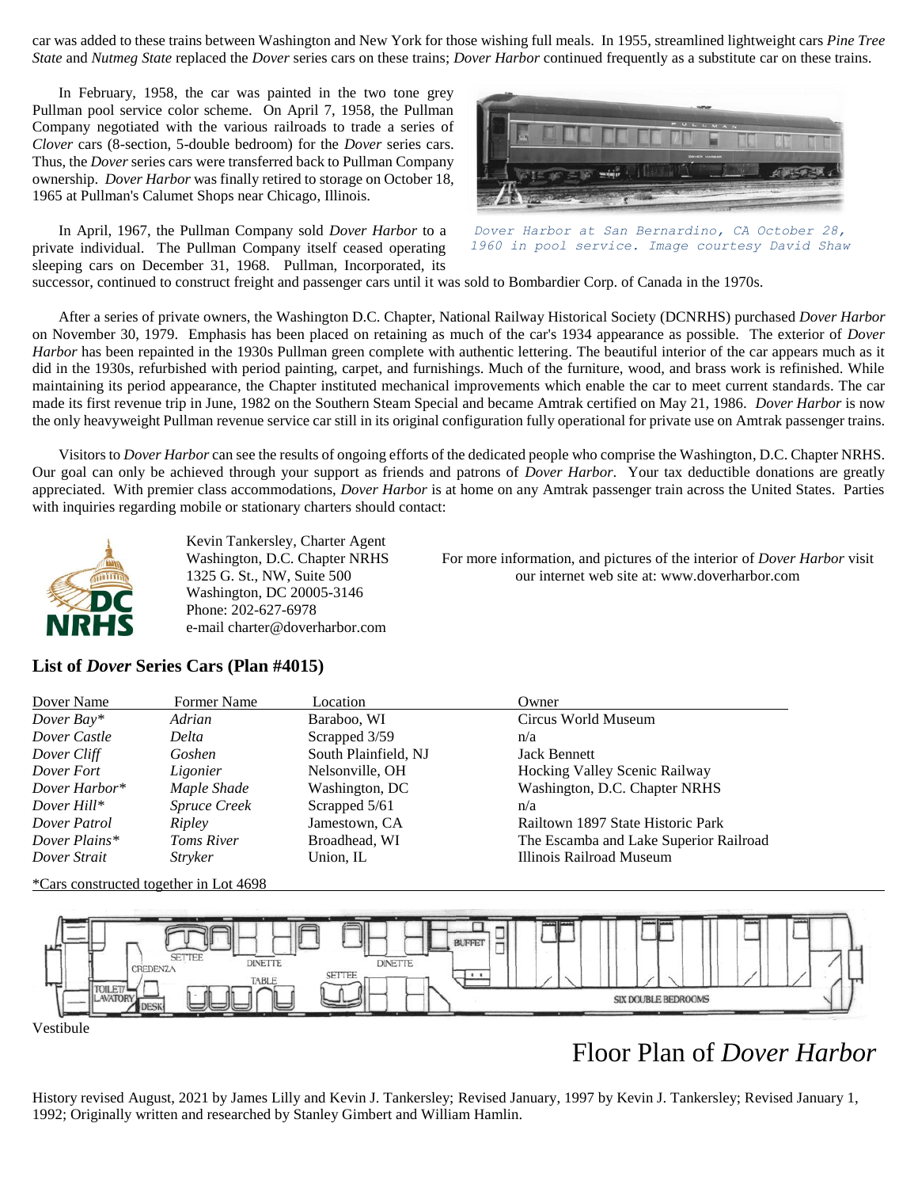car was added to these trains between Washington and New York for those wishing full meals. In 1955, streamlined lightweight cars *Pine Tree State* and *Nutmeg State* replaced the *Dover* series cars on these trains; *Dover Harbor* continued frequently as a substitute car on these trains.

In February, 1958, the car was painted in the two tone grey Pullman pool service color scheme. On April 7, 1958, the Pullman Company negotiated with the various railroads to trade a series of *Clover* cars (8-section, 5-double bedroom) for the *Dover* series cars. Thus, the *Dover* series cars were transferred back to Pullman Company ownership. *Dover Harbor* was finally retired to storage on October 18, 1965 at Pullman's Calumet Shops near Chicago, Illinois.

*Dover Harbor at San Bernardino, CA October 28, 1960 in pool service. Image courtesy David Shaw*

In April, 1967, the Pullman Company sold *Dover Harbor* to a private individual. The Pullman Company itself ceased operating sleeping cars on December 31, 1968. Pullman, Incorporated, its successor, continued to construct freight and passenger cars until it was sold to Bombardier Corp. of Canada in the 1970s.

After a series of private owners, the Washington D.C. Chapter, National Railway Historical Society (DCNRHS) purchased *Dover Harbor* on November 30, 1979. Emphasis has been placed on retaining as much of the car's 1934 appearance as possible. The exterior of *Dover Harbor* has been repainted in the 1930s Pullman green complete with authentic lettering. The beautiful interior of the car appears much as it did in the 1930s, refurbished with period painting, carpet, and furnishings. Much of the furniture, wood, and brass work is refinished. While maintaining its period appearance, the Chapter instituted mechanical improvements which enable the car to meet current standards. The car made its first revenue trip in June, 1982 on the Southern Steam Special and became Amtrak certified on May 21, 1986. *Dover Harbor* is now the only heavyweight Pullman revenue service car still in its original configuration fully operational for private use on Amtrak passenger trains.

Visitors to *Dover Harbor* can see the results of ongoing efforts of the dedicated people who comprise the Washington, D.C. Chapter NRHS. Our goal can only be achieved through your support as friends and patrons of *Dover Harbor*. Your tax deductible donations are greatly appreciated. With premier class accommodations, *Dover Harbor* is at home on any Amtrak passenger train across the United States. Parties with inquiries regarding mobile or stationary charters should contact:

Kevin Tankersley, Charter Agent
Washington, D.C. Chapter NRHS
1325 G. St., NW, Suite 500
Washington, DC 20005-3146
Phone: 202-627-6978
e-mail charter@doverharbor.com

For more information, and pictures of the interior of *Dover Harbor* visit our internet web site at: www.doverharbor.com

## List of *Dover* Series Cars (Plan #4015)

| Dover Name | Former Name | Location | Owner |
|---|---|---|---|
| *Dover Bay\** | *Adrian* | Baraboo, WI | Circus World Museum |
| *Dover Castle* | *Delta* | Scrapped 3/59 | n/a |
| *Dover Cliff* | *Goshen* | South Plainfield, NJ | Jack Bennett |
| *Dover Fort* | *Ligonier* | Nelsonville, OH | Hocking Valley Scenic Railway |
| *Dover Harbor\** | *Maple Shade* | Washington, DC | Washington, D.C. Chapter NRHS |
| *Dover Hill\** | *Spruce Creek* | Scrapped 5/61 | n/a |
| *Dover Patrol* | *Ripley* | Jamestown, CA | Railtown 1897 State Historic Park |
| *Dover Plains\** | *Toms River* | Broadhead, WI | The Escamba and Lake Superior Railroad |
| *Dover Strait* | *Stryker* | Union, IL | Illinois Railroad Museum |

\*Cars constructed together in Lot 4698

SETTEE
CREDENZA
DINETTE
TABLE
SETTEE
DINETTE
BUFFET
TOILET/LAVATORY
DESK
SIX DOUBLE BEDROOMS
Vestibule

# Floor Plan of *Dover Harbor*

History revised August, 2021 by James Lilly and Kevin J. Tankersley; Revised January, 1997 by Kevin J. Tankersley; Revised January 1, 1992; Originally written and researched by Stanley Gimbert and William Hamlin.